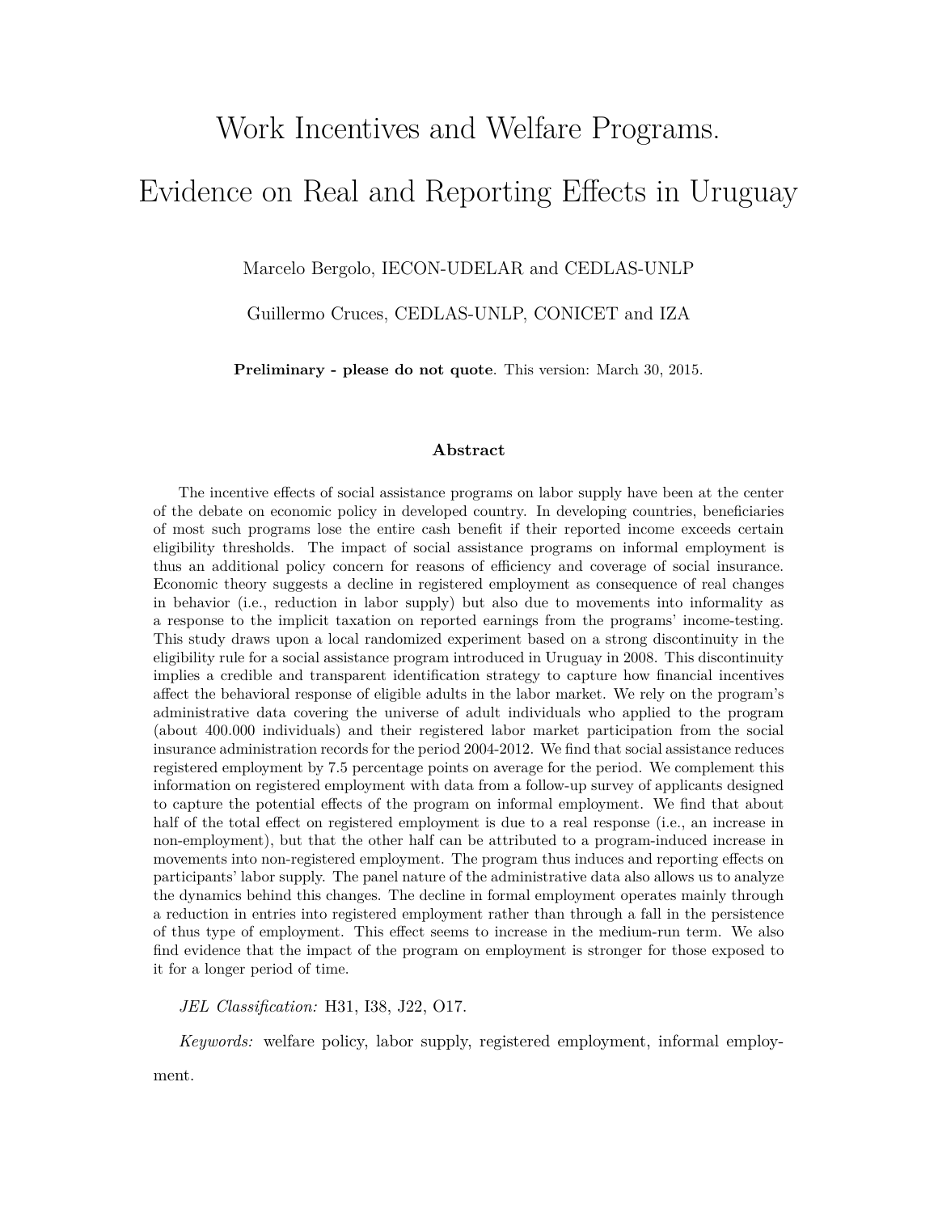# Work Incentives and Welfare Programs. Evidence on Real and Reporting Effects in Uruguay

Marcelo Bergolo, IECON-UDELAR and CEDLAS-UNLP

Guillermo Cruces, CEDLAS-UNLP, CONICET and IZA

**Preliminary - please do not quote**. This version: March 30, 2015.

### Abstract

The incentive effects of social assistance programs on labor supply have been at the center of the debate on economic policy in developed country. In developing countries, beneficiaries of most such programs lose the entire cash benefit if their reported income exceeds certain eligibility thresholds. The impact of social assistance programs on informal employment is thus an additional policy concern for reasons of efficiency and coverage of social insurance. Economic theory suggests a decline in registered employment as consequence of real changes in behavior (i.e., reduction in labor supply) but also due to movements into informality as a response to the implicit taxation on reported earnings from the programs' income-testing. This study draws upon a local randomized experiment based on a strong discontinuity in the eligibility rule for a social assistance program introduced in Uruguay in 2008. This discontinuity implies a credible and transparent identification strategy to capture how financial incentives affect the behavioral response of eligible adults in the labor market. We rely on the program's administrative data covering the universe of adult individuals who applied to the program (about 400.000 individuals) and their registered labor market participation from the social insurance administration records for the period 2004-2012. We find that social assistance reduces registered employment by 7.5 percentage points on average for the period. We complement this information on registered employment with data from a follow-up survey of applicants designed to capture the potential effects of the program on informal employment. We find that about half of the total effect on registered employment is due to a real response (i.e., an increase in non-employment), but that the other half can be attributed to a program-induced increase in movements into non-registered employment. The program thus induces and reporting effects on participants' labor supply. The panel nature of the administrative data also allows us to analyze the dynamics behind this changes. The decline in formal employment operates mainly through a reduction in entries into registered employment rather than through a fall in the persistence of thus type of employment. This effect seems to increase in the medium-run term. We also find evidence that the impact of the program on employment is stronger for those exposed to it for a longer period of time.

*JEL Classification:* H31, I38, J22, O17.

*Keywords:* welfare policy, labor supply, registered employment, informal employment.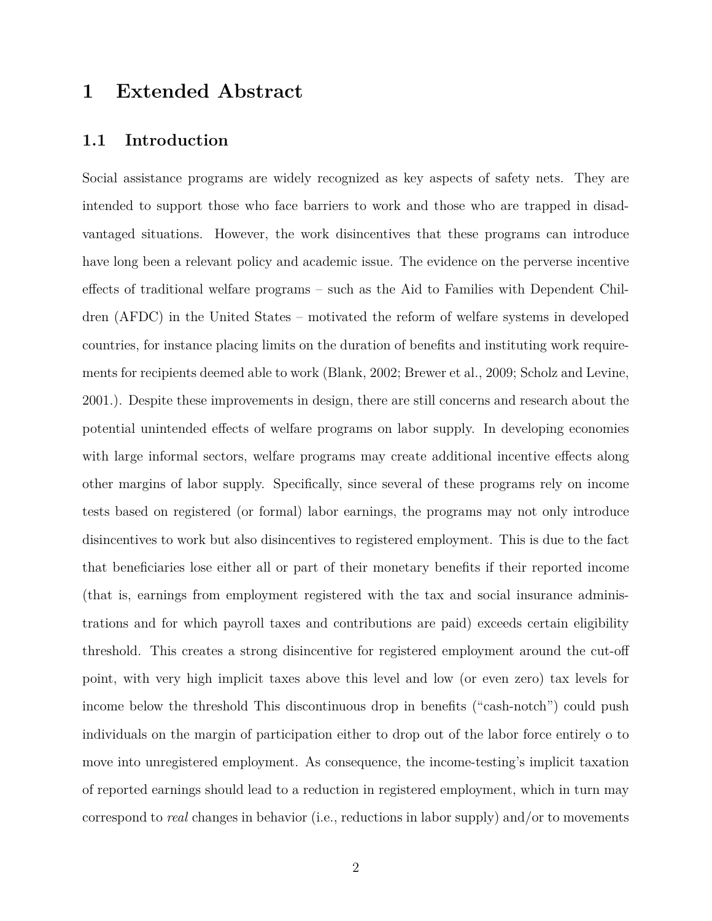# 1 Extended Abstract

## 1.1 Introduction

Social assistance programs are widely recognized as key aspects of safety nets. They are intended to support those who face barriers to work and those who are trapped in disadvantaged situations. However, the work disincentives that these programs can introduce have long been a relevant policy and academic issue. The evidence on the perverse incentive effects of traditional welfare programs – such as the Aid to Families with Dependent Children (AFDC) in the United States – motivated the reform of welfare systems in developed countries, for instance placing limits on the duration of benefits and instituting work requirements for recipients deemed able to work (Blank, 2002; Brewer et al., 2009; Scholz and Levine, 2001.). Despite these improvements in design, there are still concerns and research about the potential unintended effects of welfare programs on labor supply. In developing economies with large informal sectors, welfare programs may create additional incentive effects along other margins of labor supply. Specifically, since several of these programs rely on income tests based on registered (or formal) labor earnings, the programs may not only introduce disincentives to work but also disincentives to registered employment. This is due to the fact that beneficiaries lose either all or part of their monetary benefits if their reported income (that is, earnings from employment registered with the tax and social insurance administrations and for which payroll taxes and contributions are paid) exceeds certain eligibility threshold. This creates a strong disincentive for registered employment around the cut-off point, with very high implicit taxes above this level and low (or even zero) tax levels for income below the threshold This discontinuous drop in benefits ("cash-notch") could push individuals on the margin of participation either to drop out of the labor force entirely o to move into unregistered employment. As consequence, the income-testing's implicit taxation of reported earnings should lead to a reduction in registered employment, which in turn may correspond to *real* changes in behavior (i.e., reductions in labor supply) and/or to movements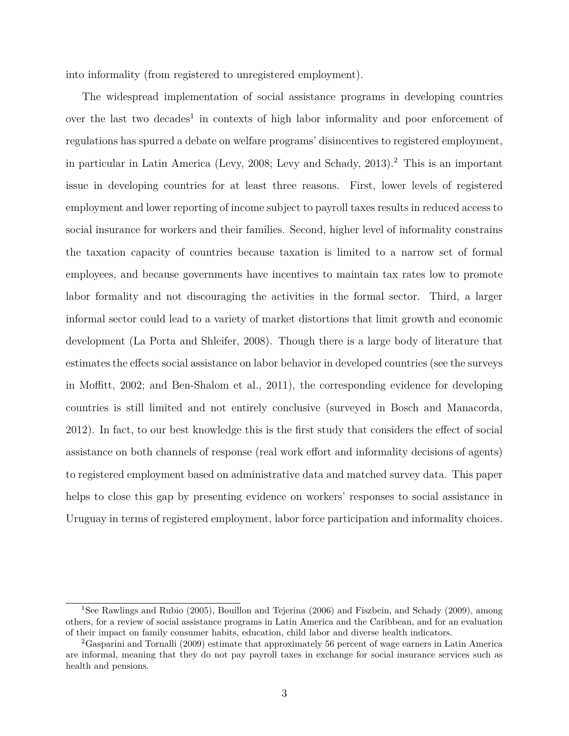into informality (from registered to unregistered employment).

The widespread implementation of social assistance programs in developing countries over the last two decades[1] in contexts of high labor informality and poor enforcement of regulations has spurred a debate on welfare programs' disincentives to registered employment, in particular in Latin America (Levy, 2008; Levy and Schady, 2013).[2] This is an important issue in developing countries for at least three reasons. First, lower levels of registered employment and lower reporting of income subject to payroll taxes results in reduced access to social insurance for workers and their families. Second, higher level of informality constrains the taxation capacity of countries because taxation is limited to a narrow set of formal employees, and because governments have incentives to maintain tax rates low to promote labor formality and not discouraging the activities in the formal sector. Third, a larger informal sector could lead to a variety of market distortions that limit growth and economic development (La Porta and Shleifer, 2008). Though there is a large body of literature that estimates the effects social assistance on labor behavior in developed countries (see the surveys in Moffitt, 2002; and Ben-Shalom et al., 2011), the corresponding evidence for developing countries is still limited and not entirely conclusive (surveyed in Bosch and Manacorda, 2012). In fact, to our best knowledge this is the first study that considers the effect of social assistance on both channels of response (real work effort and informality decisions of agents) to registered employment based on administrative data and matched survey data. This paper helps to close this gap by presenting evidence on workers' responses to social assistance in Uruguay in terms of registered employment, labor force participation and informality choices.

[1] See Rawlings and Rubio (2005), Bouillon and Tejerina (2006) and Fiszbein, and Schady (2009), among others, for a review of social assistance programs in Latin America and the Caribbean, and for an evaluation of their impact on family consumer habits, education, child labor and diverse health indicators.

[2] Gasparini and Tornalli (2009) estimate that approximately 56 percent of wage earners in Latin America are informal, meaning that they do not pay payroll taxes in exchange for social insurance services such as health and pensions.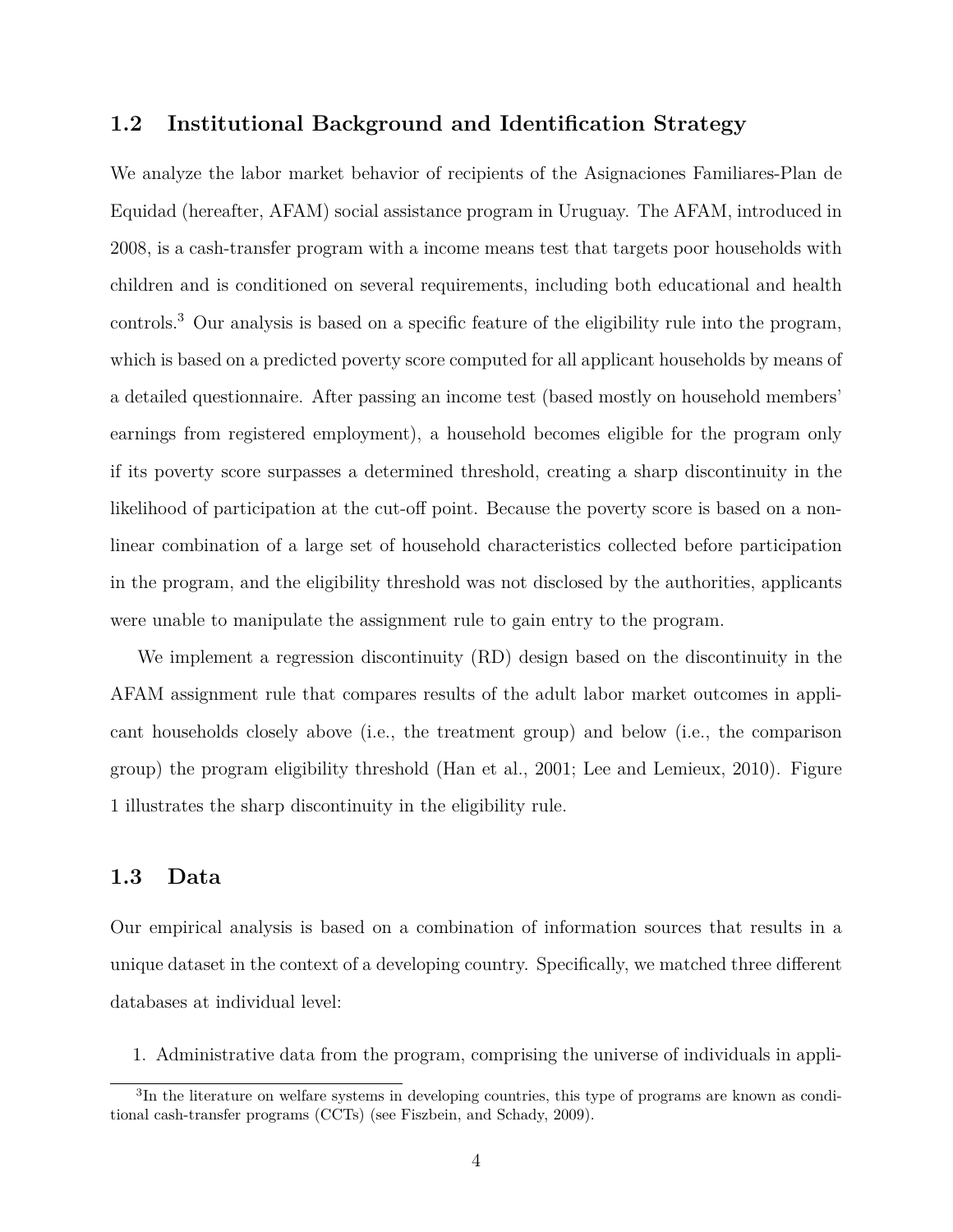## 1.2 Institutional Background and Identification Strategy

We analyze the labor market behavior of recipients of the Asignaciones Familiares-Plan de Equidad (hereafter, AFAM) social assistance program in Uruguay. The AFAM, introduced in 2008, is a cash-transfer program with a income means test that targets poor households with children and is conditioned on several requirements, including both educational and health controls.[3] Our analysis is based on a specific feature of the eligibility rule into the program, which is based on a predicted poverty score computed for all applicant households by means of a detailed questionnaire. After passing an income test (based mostly on household members' earnings from registered employment), a household becomes eligible for the program only if its poverty score surpasses a determined threshold, creating a sharp discontinuity in the likelihood of participation at the cut-off point. Because the poverty score is based on a non-linear combination of a large set of household characteristics collected before participation in the program, and the eligibility threshold was not disclosed by the authorities, applicants were unable to manipulate the assignment rule to gain entry to the program.

We implement a regression discontinuity (RD) design based on the discontinuity in the AFAM assignment rule that compares results of the adult labor market outcomes in applicant households closely above (i.e., the treatment group) and below (i.e., the comparison group) the program eligibility threshold (Han et al., 2001; Lee and Lemieux, 2010). Figure 1 illustrates the sharp discontinuity in the eligibility rule.

## 1.3 Data

Our empirical analysis is based on a combination of information sources that results in a unique dataset in the context of a developing country. Specifically, we matched three different databases at individual level:

1. Administrative data from the program, comprising the universe of individuals in appli-

[3] In the literature on welfare systems in developing countries, this type of programs are known as conditional cash-transfer programs (CCTs) (see Fiszbein, and Schady, 2009).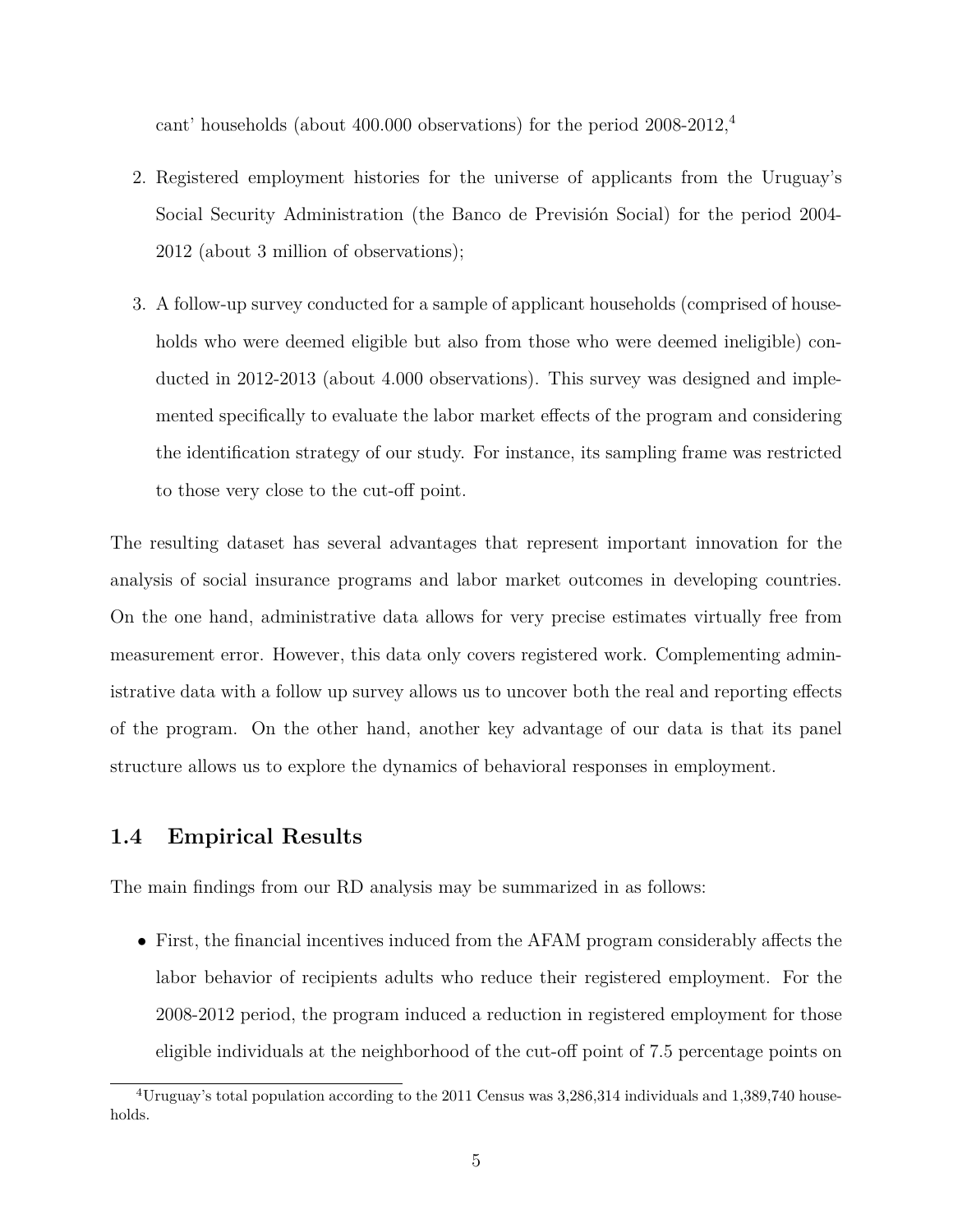cant' households (about 400.000 observations) for the period 2008-2012,[4]

2. Registered employment histories for the universe of applicants from the Uruguay's Social Security Administration (the Banco de Previsión Social) for the period 2004-2012 (about 3 million of observations);

3. A follow-up survey conducted for a sample of applicant households (comprised of households who were deemed eligible but also from those who were deemed ineligible) conducted in 2012-2013 (about 4.000 observations). This survey was designed and implemented specifically to evaluate the labor market effects of the program and considering the identification strategy of our study. For instance, its sampling frame was restricted to those very close to the cut-off point.

The resulting dataset has several advantages that represent important innovation for the analysis of social insurance programs and labor market outcomes in developing countries. On the one hand, administrative data allows for very precise estimates virtually free from measurement error. However, this data only covers registered work. Complementing administrative data with a follow up survey allows us to uncover both the real and reporting effects of the program. On the other hand, another key advantage of our data is that its panel structure allows us to explore the dynamics of behavioral responses in employment.

### 1.4 Empirical Results

The main findings from our RD analysis may be summarized in as follows:

- First, the financial incentives induced from the AFAM program considerably affects the labor behavior of recipients adults who reduce their registered employment. For the 2008-2012 period, the program induced a reduction in registered employment for those eligible individuals at the neighborhood of the cut-off point of 7.5 percentage points on

[4] Uruguay's total population according to the 2011 Census was 3,286,314 individuals and 1,389,740 households.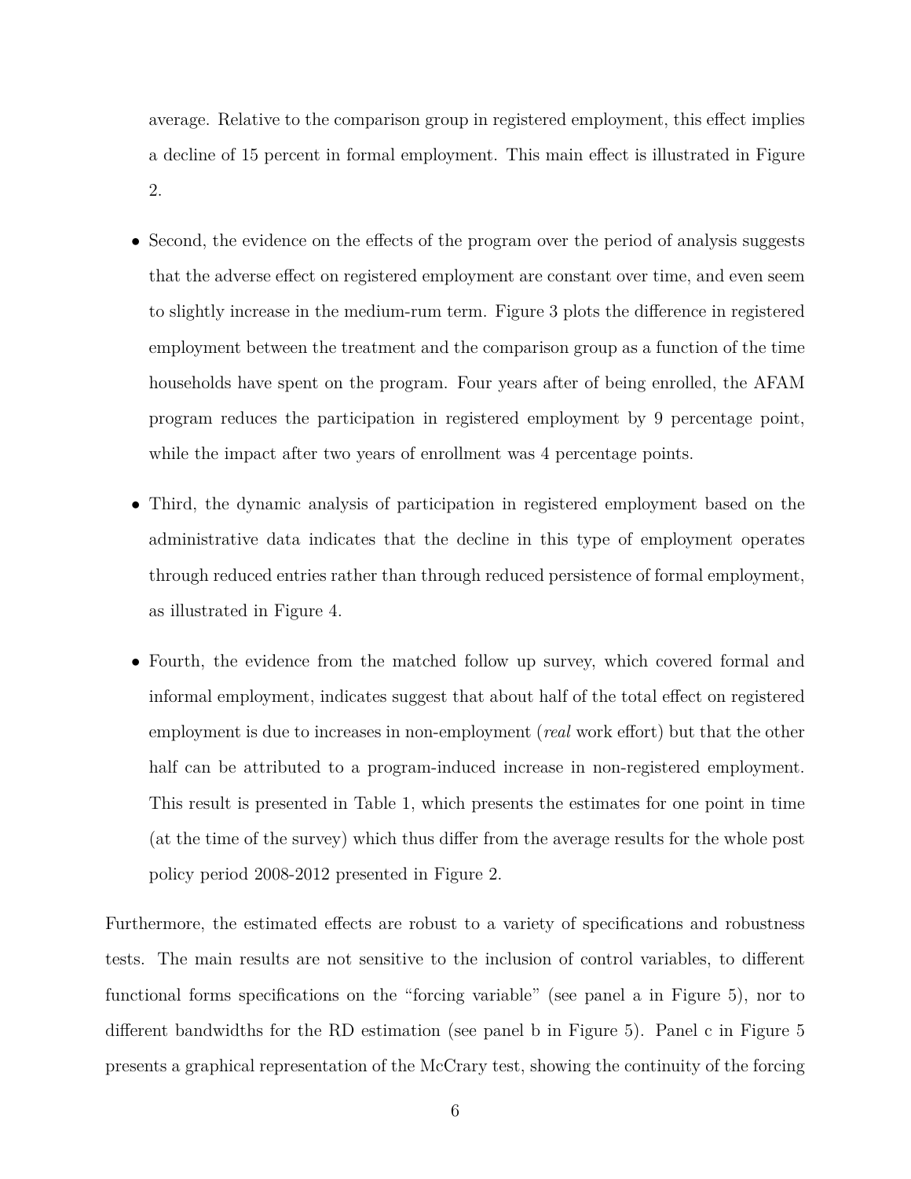average. Relative to the comparison group in registered employment, this effect implies a decline of 15 percent in formal employment. This main effect is illustrated in Figure 2.

- Second, the evidence on the effects of the program over the period of analysis suggests that the adverse effect on registered employment are constant over time, and even seem to slightly increase in the medium-rum term. Figure 3 plots the difference in registered employment between the treatment and the comparison group as a function of the time households have spent on the program. Four years after of being enrolled, the AFAM program reduces the participation in registered employment by 9 percentage point, while the impact after two years of enrollment was 4 percentage points.
- Third, the dynamic analysis of participation in registered employment based on the administrative data indicates that the decline in this type of employment operates through reduced entries rather than through reduced persistence of formal employment, as illustrated in Figure 4.
- Fourth, the evidence from the matched follow up survey, which covered formal and informal employment, indicates suggest that about half of the total effect on registered employment is due to increases in non-employment (*real* work effort) but that the other half can be attributed to a program-induced increase in non-registered employment. This result is presented in Table 1, which presents the estimates for one point in time (at the time of the survey) which thus differ from the average results for the whole post policy period 2008-2012 presented in Figure 2.

Furthermore, the estimated effects are robust to a variety of specifications and robustness tests. The main results are not sensitive to the inclusion of control variables, to different functional forms specifications on the "forcing variable" (see panel a in Figure 5), nor to different bandwidths for the RD estimation (see panel b in Figure 5). Panel c in Figure 5 presents a graphical representation of the McCrary test, showing the continuity of the forcing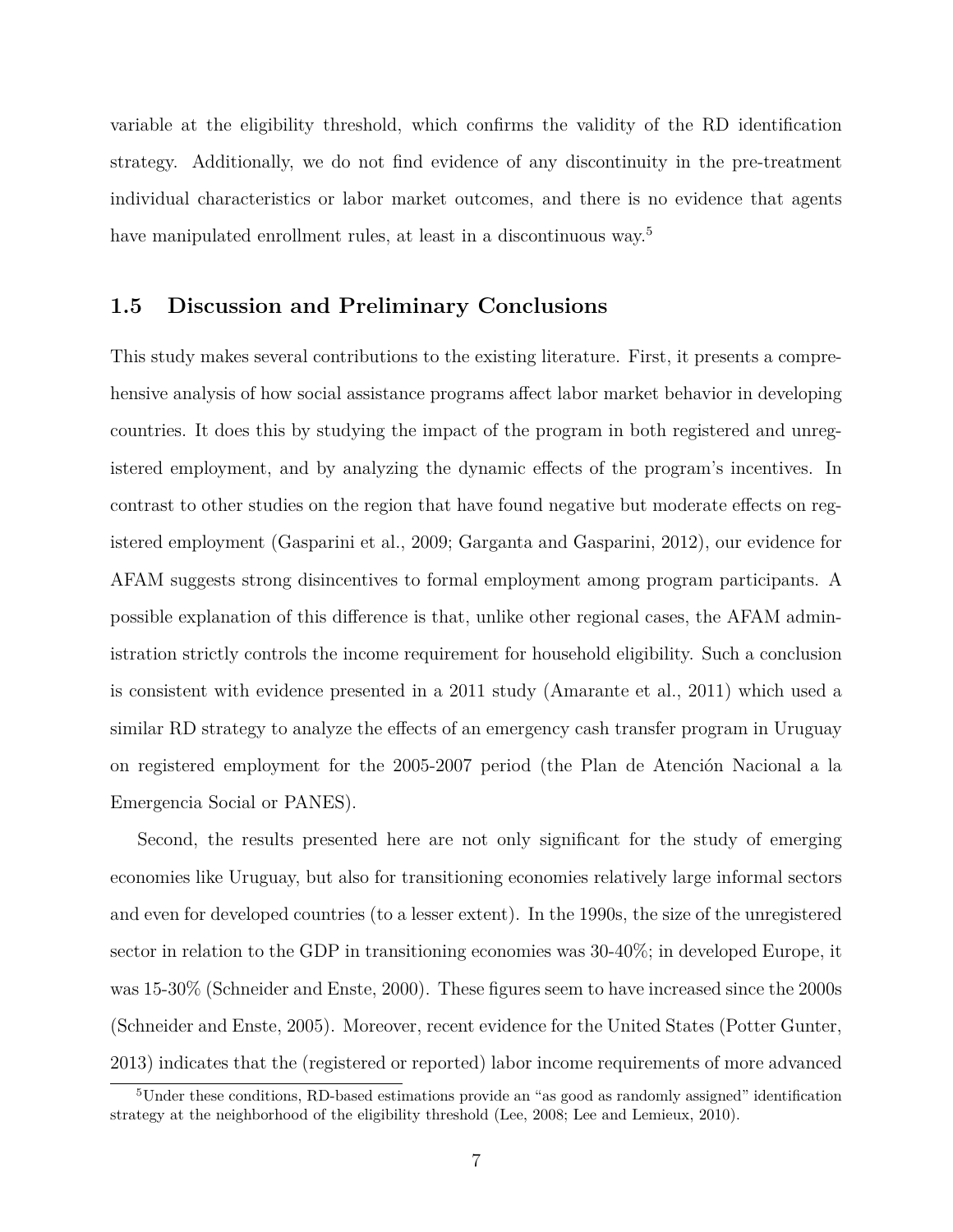variable at the eligibility threshold, which confirms the validity of the RD identification strategy. Additionally, we do not find evidence of any discontinuity in the pre-treatment individual characteristics or labor market outcomes, and there is no evidence that agents have manipulated enrollment rules, at least in a discontinuous way.[5]

## 1.5 Discussion and Preliminary Conclusions

This study makes several contributions to the existing literature. First, it presents a comprehensive analysis of how social assistance programs affect labor market behavior in developing countries. It does this by studying the impact of the program in both registered and unregistered employment, and by analyzing the dynamic effects of the program's incentives. In contrast to other studies on the region that have found negative but moderate effects on registered employment (Gasparini et al., 2009; Garganta and Gasparini, 2012), our evidence for AFAM suggests strong disincentives to formal employment among program participants. A possible explanation of this difference is that, unlike other regional cases, the AFAM administration strictly controls the income requirement for household eligibility. Such a conclusion is consistent with evidence presented in a 2011 study (Amarante et al., 2011) which used a similar RD strategy to analyze the effects of an emergency cash transfer program in Uruguay on registered employment for the 2005-2007 period (the Plan de Atención Nacional a la Emergencia Social or PANES).

Second, the results presented here are not only significant for the study of emerging economies like Uruguay, but also for transitioning economies relatively large informal sectors and even for developed countries (to a lesser extent). In the 1990s, the size of the unregistered sector in relation to the GDP in transitioning economies was 30-40%; in developed Europe, it was 15-30% (Schneider and Enste, 2000). These figures seem to have increased since the 2000s (Schneider and Enste, 2005). Moreover, recent evidence for the United States (Potter Gunter, 2013) indicates that the (registered or reported) labor income requirements of more advanced

[5] Under these conditions, RD-based estimations provide an "as good as randomly assigned" identification strategy at the neighborhood of the eligibility threshold (Lee, 2008; Lee and Lemieux, 2010).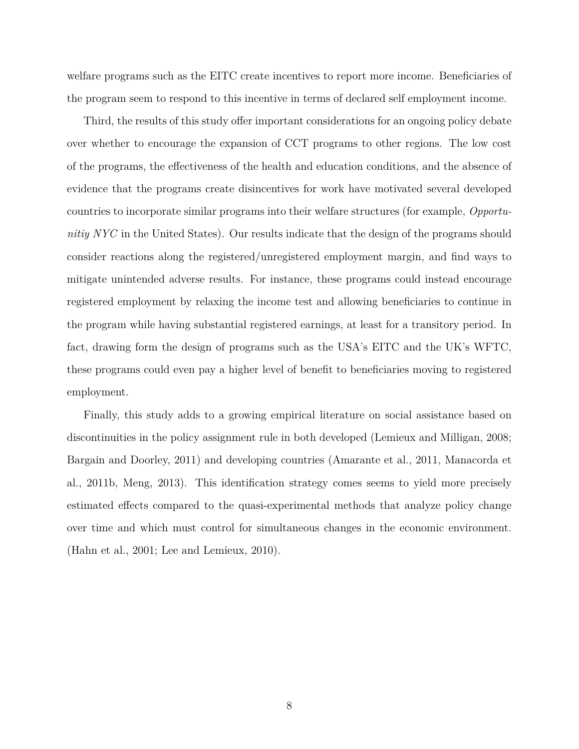welfare programs such as the EITC create incentives to report more income. Beneficiaries of the program seem to respond to this incentive in terms of declared self employment income.

Third, the results of this study offer important considerations for an ongoing policy debate over whether to encourage the expansion of CCT programs to other regions. The low cost of the programs, the effectiveness of the health and education conditions, and the absence of evidence that the programs create disincentives for work have motivated several developed countries to incorporate similar programs into their welfare structures (for example, *Opportunitiy NYC* in the United States). Our results indicate that the design of the programs should consider reactions along the registered/unregistered employment margin, and find ways to mitigate unintended adverse results. For instance, these programs could instead encourage registered employment by relaxing the income test and allowing beneficiaries to continue in the program while having substantial registered earnings, at least for a transitory period. In fact, drawing form the design of programs such as the USA's EITC and the UK's WFTC, these programs could even pay a higher level of benefit to beneficiaries moving to registered employment.

Finally, this study adds to a growing empirical literature on social assistance based on discontinuities in the policy assignment rule in both developed (Lemieux and Milligan, 2008; Bargain and Doorley, 2011) and developing countries (Amarante et al., 2011, Manacorda et al., 2011b, Meng, 2013). This identification strategy comes seems to yield more precisely estimated effects compared to the quasi-experimental methods that analyze policy change over time and which must control for simultaneous changes in the economic environment. (Hahn et al., 2001; Lee and Lemieux, 2010).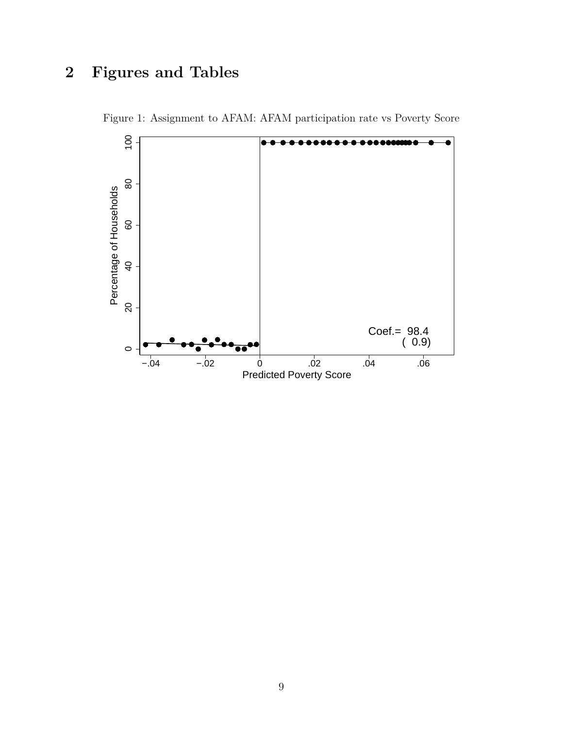## 2 Figures and Tables

Figure 1: Assignment to AFAM: AFAM participation rate vs Poverty Score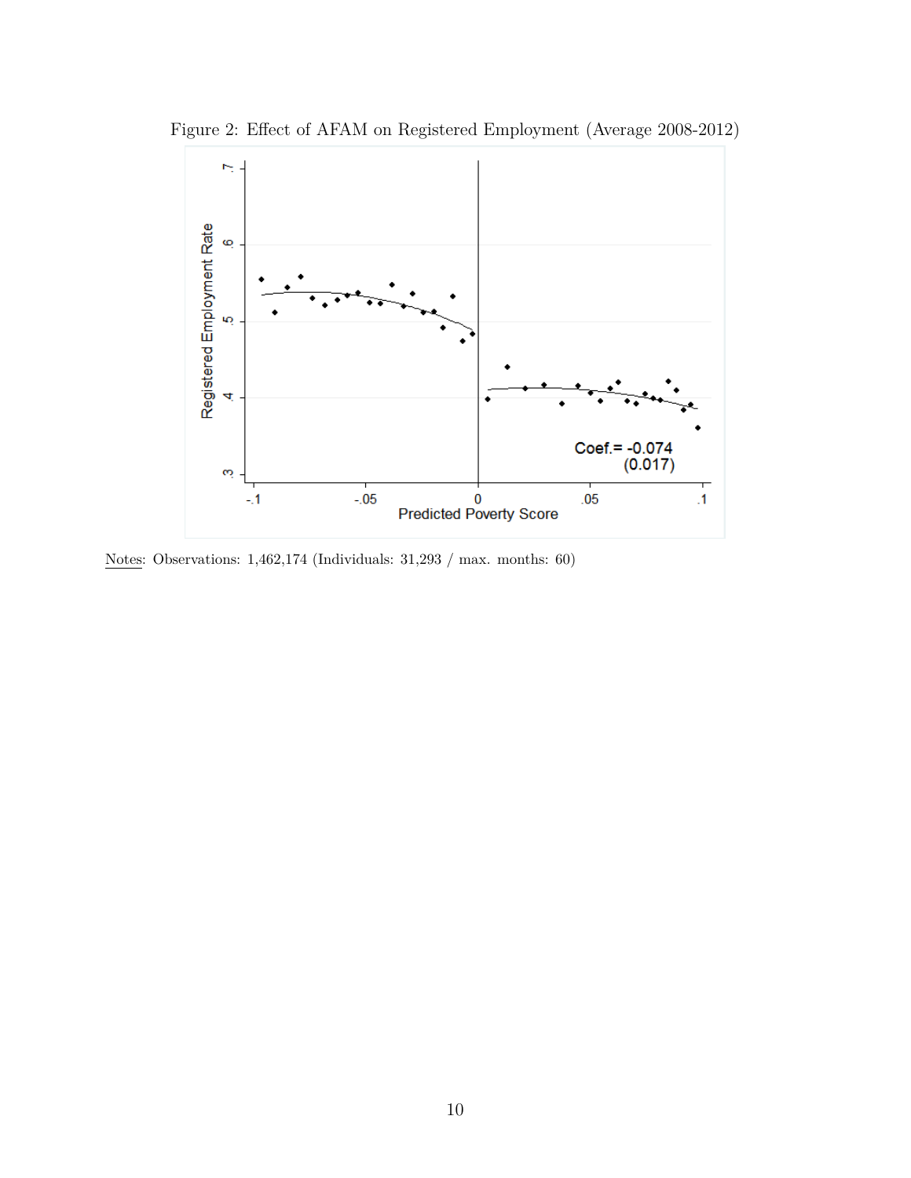Figure 2: Effect of AFAM on Registered Employment (Average 2008-2012)

Notes: Observations: 1,462,174 (Individuals: 31,293 / max. months: 60)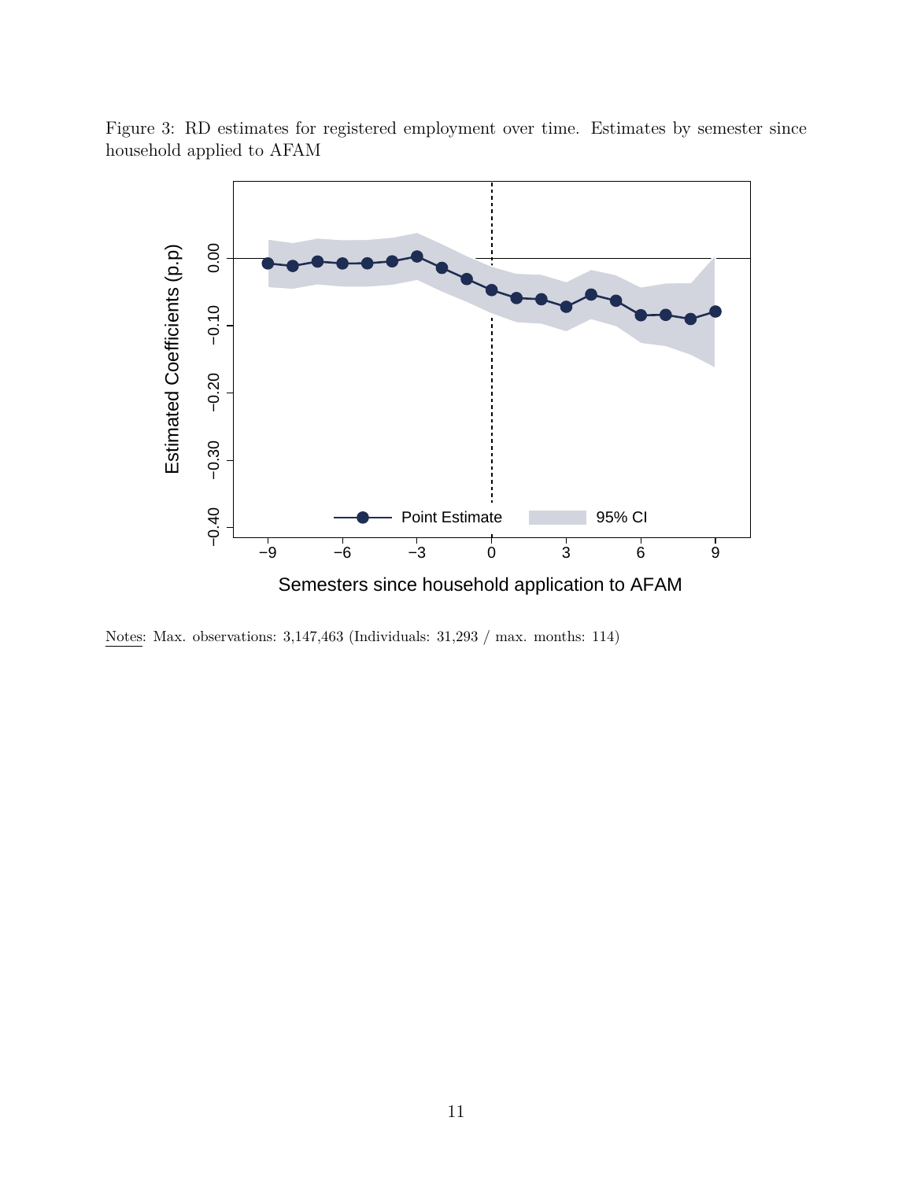Figure 3: RD estimates for registered employment over time. Estimates by semester since household applied to AFAM

Notes: Max. observations: 3,147,463 (Individuals: 31,293 / max. months: 114)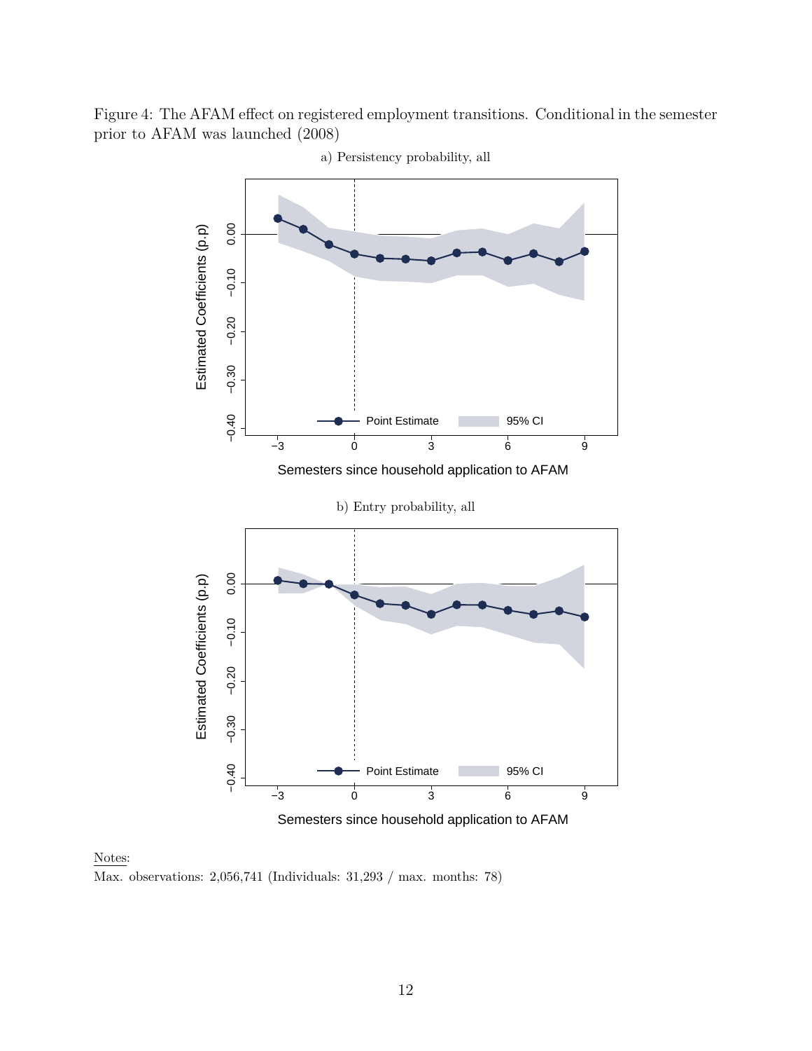Figure 4: The AFAM effect on registered employment transitions. Conditional in the semester prior to AFAM was launched (2008)

a) Persistency probability, all

b) Entry probability, all

Notes:

Max. observations: 2,056,741 (Individuals: 31,293 / max. months: 78)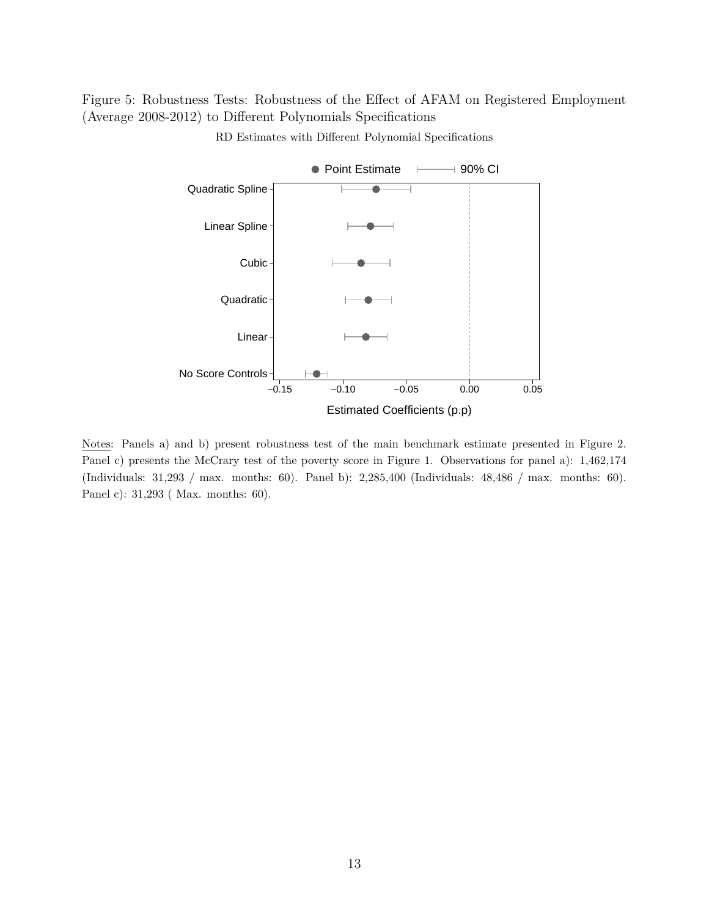Figure 5: Robustness Tests: Robustness of the Effect of AFAM on Registered Employment (Average 2008-2012) to Different Polynomials Specifications

RD Estimates with Different Polynomial Specifications

Notes: Panels a) and b) present robustness test of the main benchmark estimate presented in Figure 2. Panel c) presents the McCrary test of the poverty score in Figure 1. Observations for panel a): 1,462,174 (Individuals: 31,293 / max. months: 60). Panel b): 2,285,400 (Individuals: 48,486 / max. months: 60). Panel c): 31,293 ( Max. months: 60).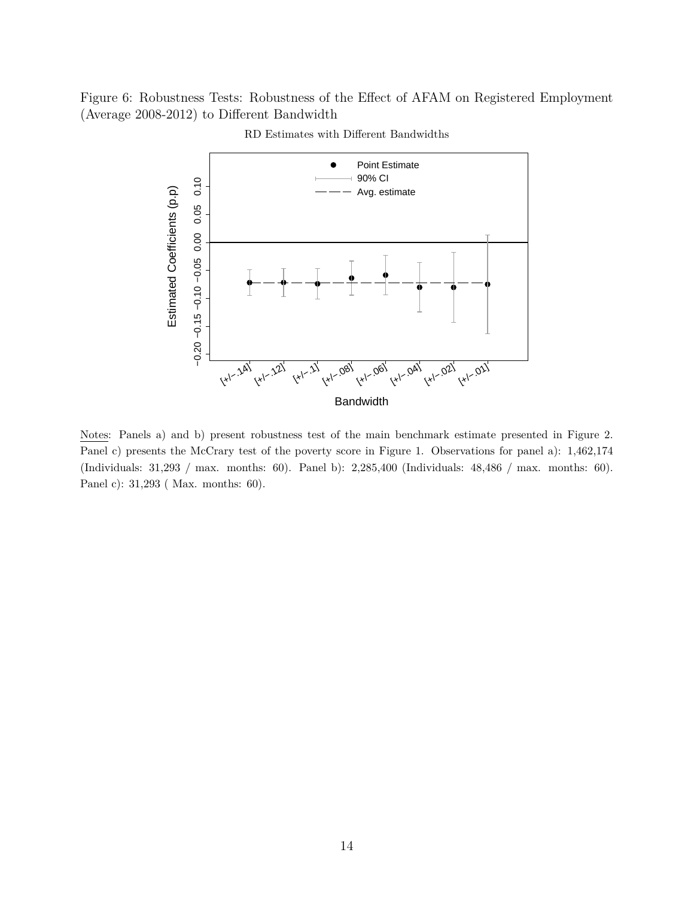Figure 6: Robustness Tests: Robustness of the Effect of AFAM on Registered Employment (Average 2008-2012) to Different Bandwidth

Notes: Panels a) and b) present robustness test of the main benchmark estimate presented in Figure 2. Panel c) presents the McCrary test of the poverty score in Figure 1. Observations for panel a): 1,462,174 (Individuals: 31,293 / max. months: 60). Panel b): 2,285,400 (Individuals: 48,486 / max. months: 60). Panel c): 31,293 ( Max. months: 60).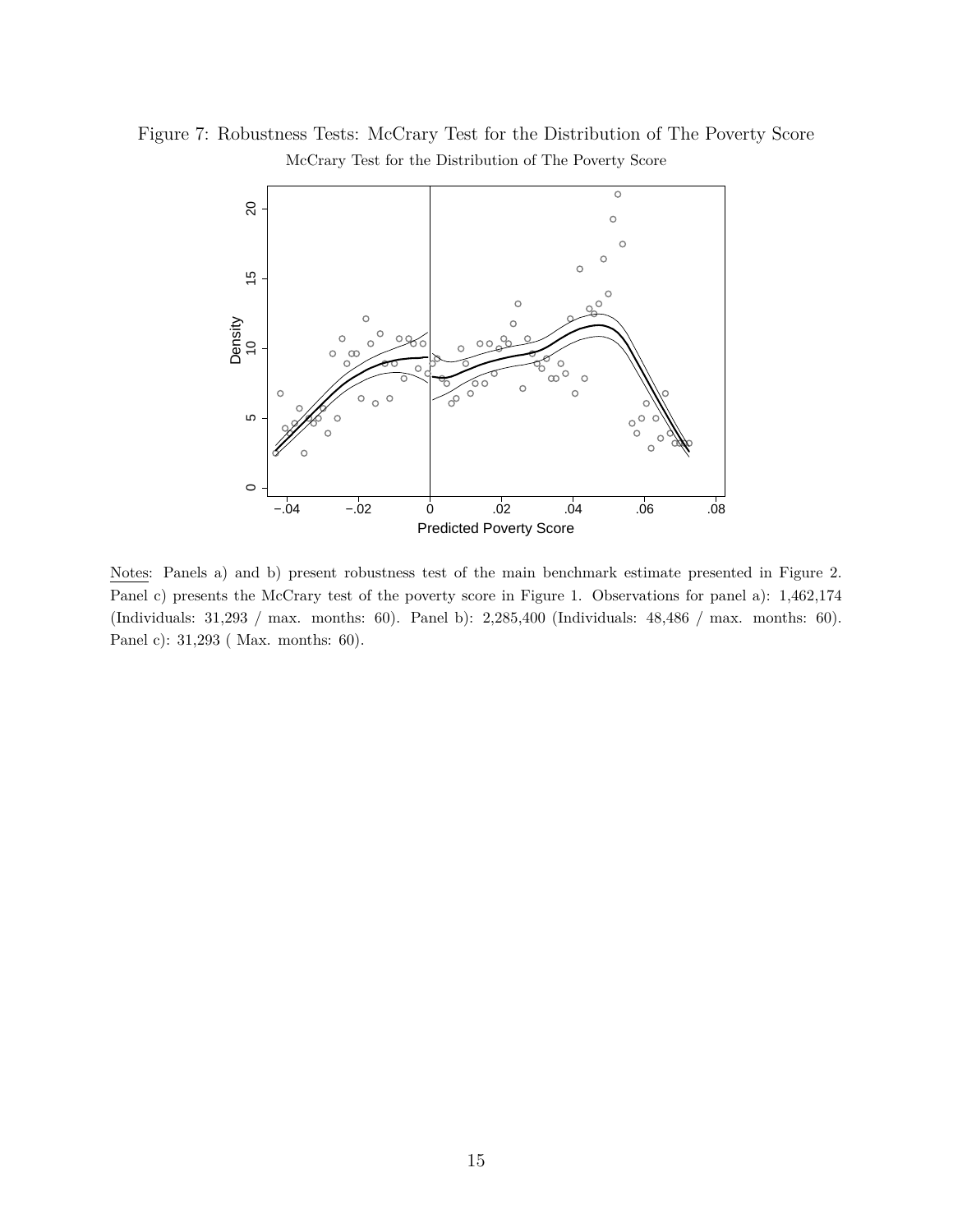Figure 7: Robustness Tests: McCrary Test for the Distribution of The Poverty Score

Notes: Panels a) and b) present robustness test of the main benchmark estimate presented in Figure 2. Panel c) presents the McCrary test of the poverty score in Figure 1. Observations for panel a): 1,462,174 (Individuals: 31,293 / max. months: 60). Panel b): 2,285,400 (Individuals: 48,486 / max. months: 60). Panel c): 31,293 ( Max. months: 60).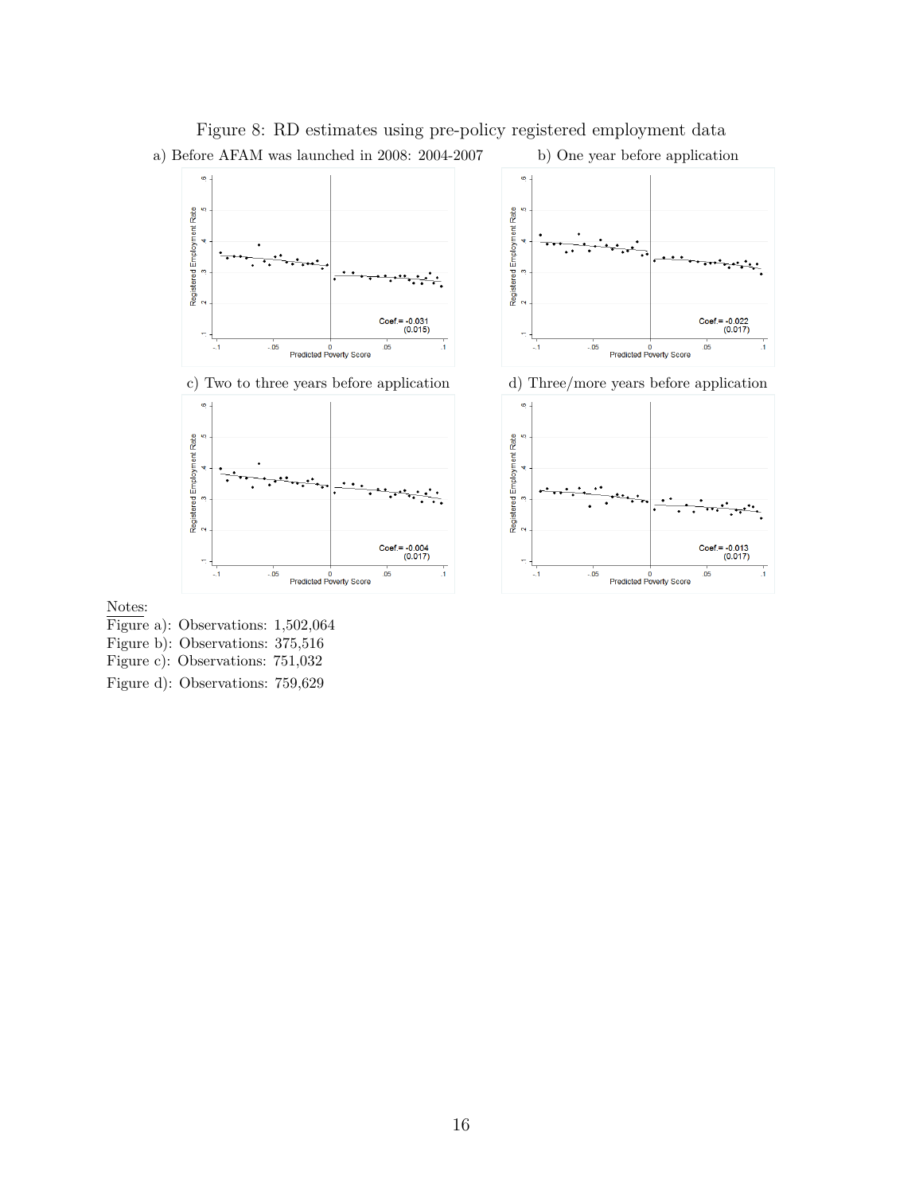Figure 8: RD estimates using pre-policy registered employment data

a) Before AFAM was launched in 2008: 2004-2007

b) One year before application

c) Two to three years before application

d) Three/more years before application

Notes:

Figure a): Observations: 1,502,064

Figure b): Observations: 375,516

Figure c): Observations: 751,032

Figure d): Observations: 759,629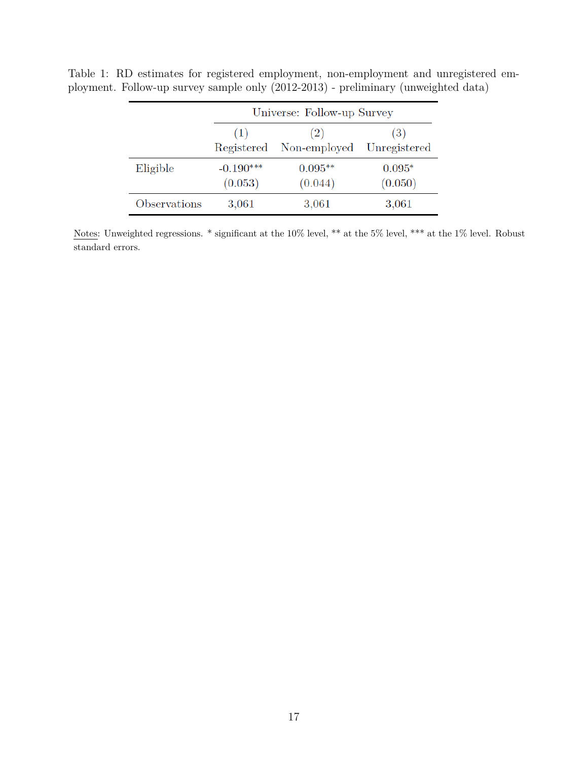Table 1: RD estimates for registered employment, non-employment and unregistered employment. Follow-up survey sample only (2012-2013) - preliminary (unweighted data)

| | Universe: Follow-up Survey | | |
|---|---|---|---|
| | (1) Registered | (2) Non-employed | (3) Unregistered |
| Eligible | -0.190*** | 0.095** | 0.095* |
| | (0.053) | (0.044) | (0.050) |
| Observations | 3,061 | 3,061 | 3,061 |

Notes: Unweighted regressions. * significant at the 10% level, ** at the 5% level, *** at the 1% level. Robust standard errors.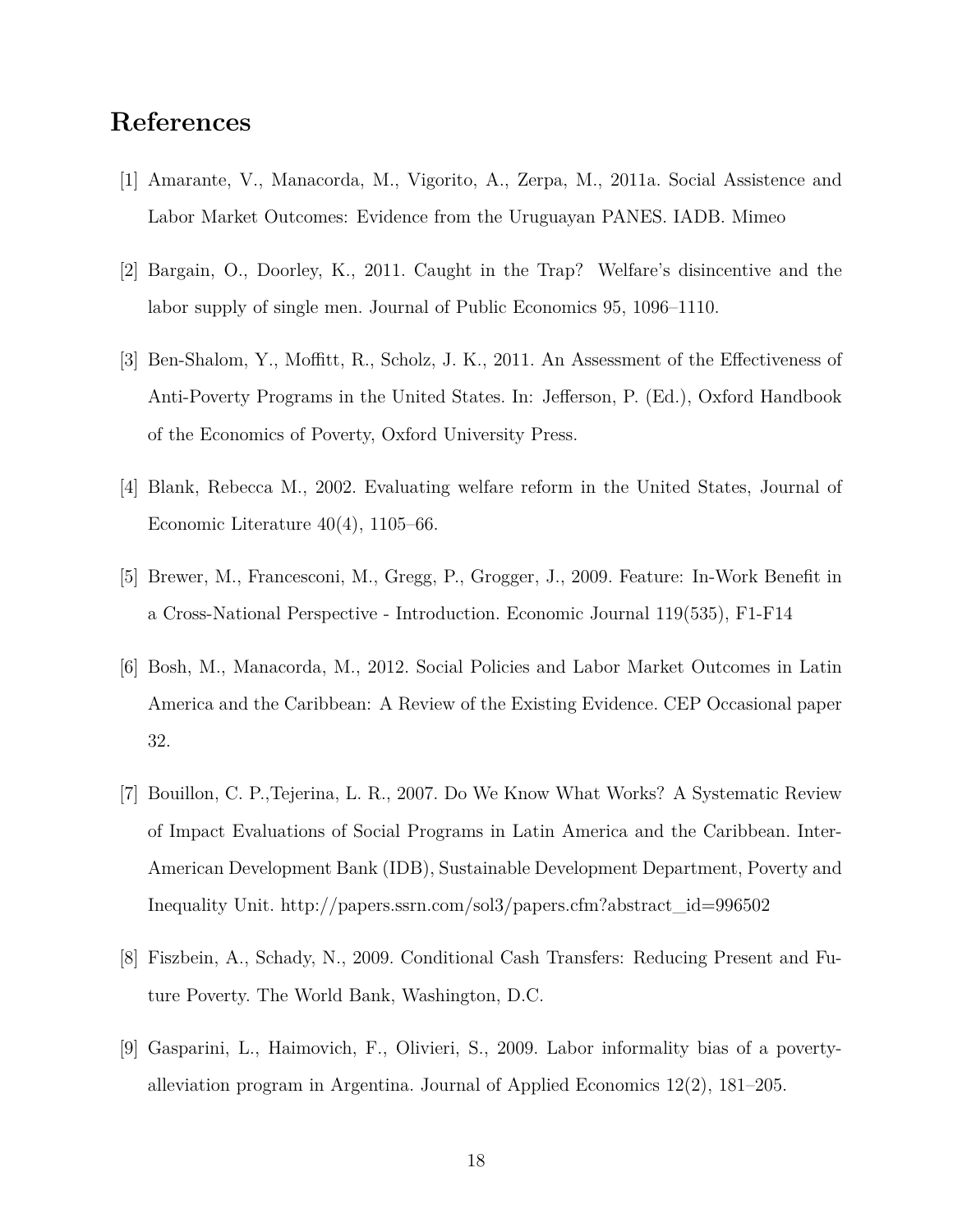# References

[1] Amarante, V., Manacorda, M., Vigorito, A., Zerpa, M., 2011a. Social Assistence and Labor Market Outcomes: Evidence from the Uruguayan PANES. IADB. Mimeo

[2] Bargain, O., Doorley, K., 2011. Caught in the Trap? Welfare's disincentive and the labor supply of single men. Journal of Public Economics 95, 1096–1110.

[3] Ben-Shalom, Y., Moffitt, R., Scholz, J. K., 2011. An Assessment of the Effectiveness of Anti-Poverty Programs in the United States. In: Jefferson, P. (Ed.), Oxford Handbook of the Economics of Poverty, Oxford University Press.

[4] Blank, Rebecca M., 2002. Evaluating welfare reform in the United States, Journal of Economic Literature 40(4), 1105–66.

[5] Brewer, M., Francesconi, M., Gregg, P., Grogger, J., 2009. Feature: In-Work Benefit in a Cross-National Perspective - Introduction. Economic Journal 119(535), F1-F14

[6] Bosh, M., Manacorda, M., 2012. Social Policies and Labor Market Outcomes in Latin America and the Caribbean: A Review of the Existing Evidence. CEP Occasional paper 32.

[7] Bouillon, C. P.,Tejerina, L. R., 2007. Do We Know What Works? A Systematic Review of Impact Evaluations of Social Programs in Latin America and the Caribbean. Inter-American Development Bank (IDB), Sustainable Development Department, Poverty and Inequality Unit. http://papers.ssrn.com/sol3/papers.cfm?abstract_id=996502

[8] Fiszbein, A., Schady, N., 2009. Conditional Cash Transfers: Reducing Present and Future Poverty. The World Bank, Washington, D.C.

[9] Gasparini, L., Haimovich, F., Olivieri, S., 2009. Labor informality bias of a poverty-alleviation program in Argentina. Journal of Applied Economics 12(2), 181–205.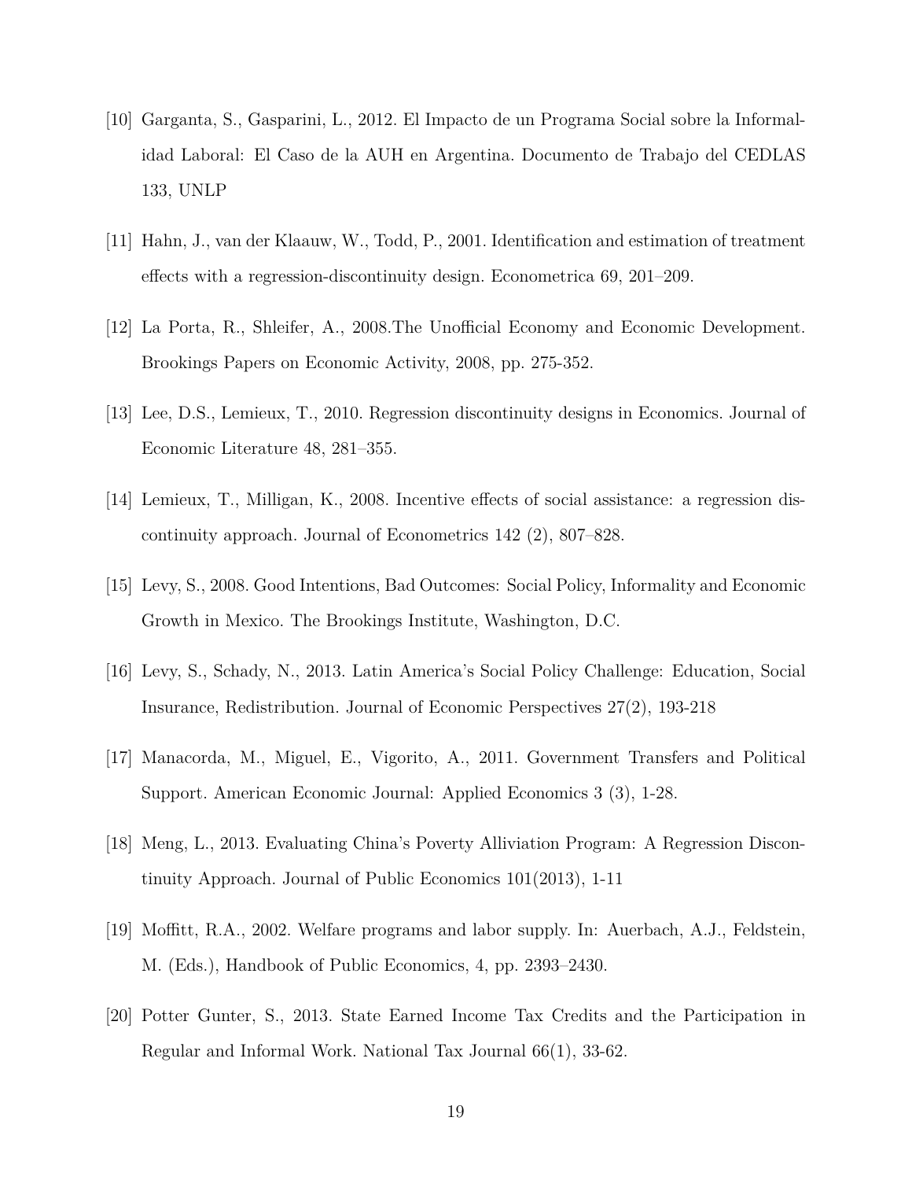[10] Garganta, S., Gasparini, L., 2012. El Impacto de un Programa Social sobre la Informalidad Laboral: El Caso de la AUH en Argentina. Documento de Trabajo del CEDLAS 133, UNLP

[11] Hahn, J., van der Klaauw, W., Todd, P., 2001. Identification and estimation of treatment effects with a regression-discontinuity design. Econometrica 69, 201–209.

[12] La Porta, R., Shleifer, A., 2008.The Unofficial Economy and Economic Development. Brookings Papers on Economic Activity, 2008, pp. 275-352.

[13] Lee, D.S., Lemieux, T., 2010. Regression discontinuity designs in Economics. Journal of Economic Literature 48, 281–355.

[14] Lemieux, T., Milligan, K., 2008. Incentive effects of social assistance: a regression discontinuity approach. Journal of Econometrics 142 (2), 807–828.

[15] Levy, S., 2008. Good Intentions, Bad Outcomes: Social Policy, Informality and Economic Growth in Mexico. The Brookings Institute, Washington, D.C.

[16] Levy, S., Schady, N., 2013. Latin America's Social Policy Challenge: Education, Social Insurance, Redistribution. Journal of Economic Perspectives 27(2), 193-218

[17] Manacorda, M., Miguel, E., Vigorito, A., 2011. Government Transfers and Political Support. American Economic Journal: Applied Economics 3 (3), 1-28.

[18] Meng, L., 2013. Evaluating China's Poverty Alliviation Program: A Regression Discontinuity Approach. Journal of Public Economics 101(2013), 1-11

[19] Moffitt, R.A., 2002. Welfare programs and labor supply. In: Auerbach, A.J., Feldstein, M. (Eds.), Handbook of Public Economics, 4, pp. 2393–2430.

[20] Potter Gunter, S., 2013. State Earned Income Tax Credits and the Participation in Regular and Informal Work. National Tax Journal 66(1), 33-62.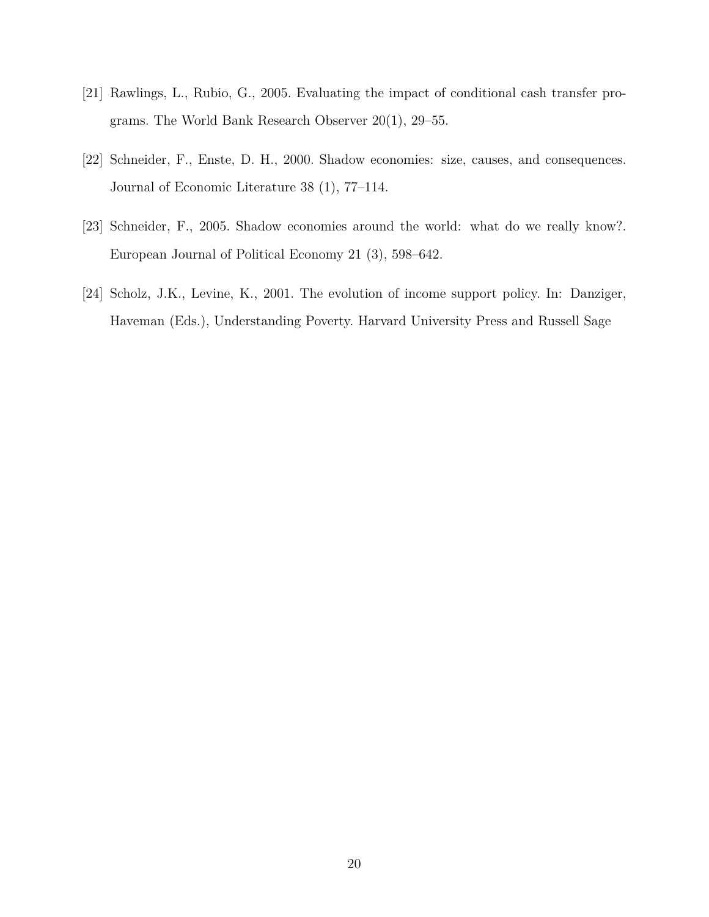[21] Rawlings, L., Rubio, G., 2005. Evaluating the impact of conditional cash transfer programs. The World Bank Research Observer 20(1), 29–55.

[22] Schneider, F., Enste, D. H., 2000. Shadow economies: size, causes, and consequences. Journal of Economic Literature 38 (1), 77–114.

[23] Schneider, F., 2005. Shadow economies around the world: what do we really know?. European Journal of Political Economy 21 (3), 598–642.

[24] Scholz, J.K., Levine, K., 2001. The evolution of income support policy. In: Danziger, Haveman (Eds.), Understanding Poverty. Harvard University Press and Russell Sage